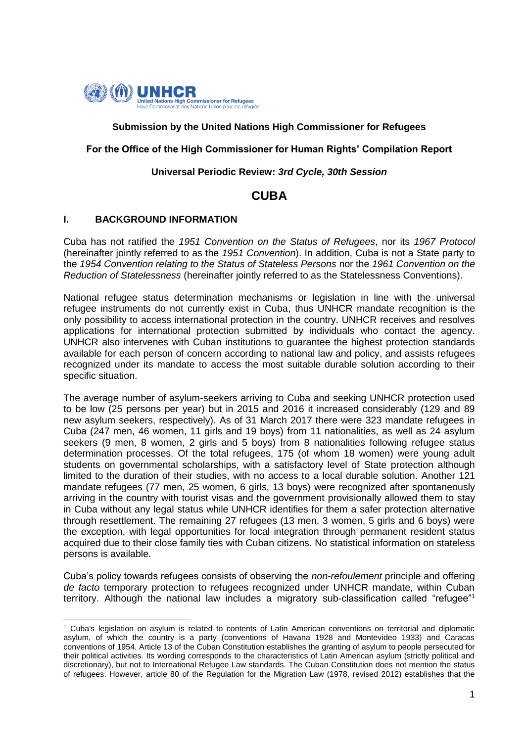**Submission by the United Nations High Commissioner for Refugees**

**For the Office of the High Commissioner for Human Rights' Compilation Report**

**Universal Periodic Review: *3rd Cycle, 30th Session***

# CUBA

## I. BACKGROUND INFORMATION

Cuba has not ratified the *1951 Convention on the Status of Refugees*, nor its *1967 Protocol* (hereinafter jointly referred to as the *1951 Convention*). In addition, Cuba is not a State party to the *1954 Convention relating to the Status of Stateless Persons* nor the *1961 Convention on the Reduction of Statelessness* (hereinafter jointly referred to as the Statelessness Conventions).

National refugee status determination mechanisms or legislation in line with the universal refugee instruments do not currently exist in Cuba, thus UNHCR mandate recognition is the only possibility to access international protection in the country. UNHCR receives and resolves applications for international protection submitted by individuals who contact the agency. UNHCR also intervenes with Cuban institutions to guarantee the highest protection standards available for each person of concern according to national law and policy, and assists refugees recognized under its mandate to access the most suitable durable solution according to their specific situation.

The average number of asylum-seekers arriving to Cuba and seeking UNHCR protection used to be low (25 persons per year) but in 2015 and 2016 it increased considerably (129 and 89 new asylum seekers, respectively). As of 31 March 2017 there were 323 mandate refugees in Cuba (247 men, 46 women, 11 girls and 19 boys) from 11 nationalities, as well as 24 asylum seekers (9 men, 8 women, 2 girls and 5 boys) from 8 nationalities following refugee status determination processes. Of the total refugees, 175 (of whom 18 women) were young adult students on governmental scholarships, with a satisfactory level of State protection although limited to the duration of their studies, with no access to a local durable solution. Another 121 mandate refugees (77 men, 25 women, 6 girls, 13 boys) were recognized after spontaneously arriving in the country with tourist visas and the government provisionally allowed them to stay in Cuba without any legal status while UNHCR identifies for them a safer protection alternative through resettlement. The remaining 27 refugees (13 men, 3 women, 5 girls and 6 boys) were the exception, with legal opportunities for local integration through permanent resident status acquired due to their close family ties with Cuban citizens. No statistical information on stateless persons is available.

Cuba's policy towards refugees consists of observing the *non-refoulement* principle and offering *de facto* temporary protection to refugees recognized under UNHCR mandate, within Cuban territory. Although the national law includes a migratory sub-classification called "refugee"[1]

---

[1] Cuba's legislation on asylum is related to contents of Latin American conventions on territorial and diplomatic asylum, of which the country is a party (conventions of Havana 1928 and Montevideo 1933) and Caracas conventions of 1954. Article 13 of the Cuban Constitution establishes the granting of asylum to people persecuted for their political activities. Its wording corresponds to the characteristics of Latin American asylum (strictly political and discretionary), but not to International Refugee Law standards. The Cuban Constitution does not mention the status of refugees. However, article 80 of the Regulation for the Migration Law (1978, revised 2012) establishes that the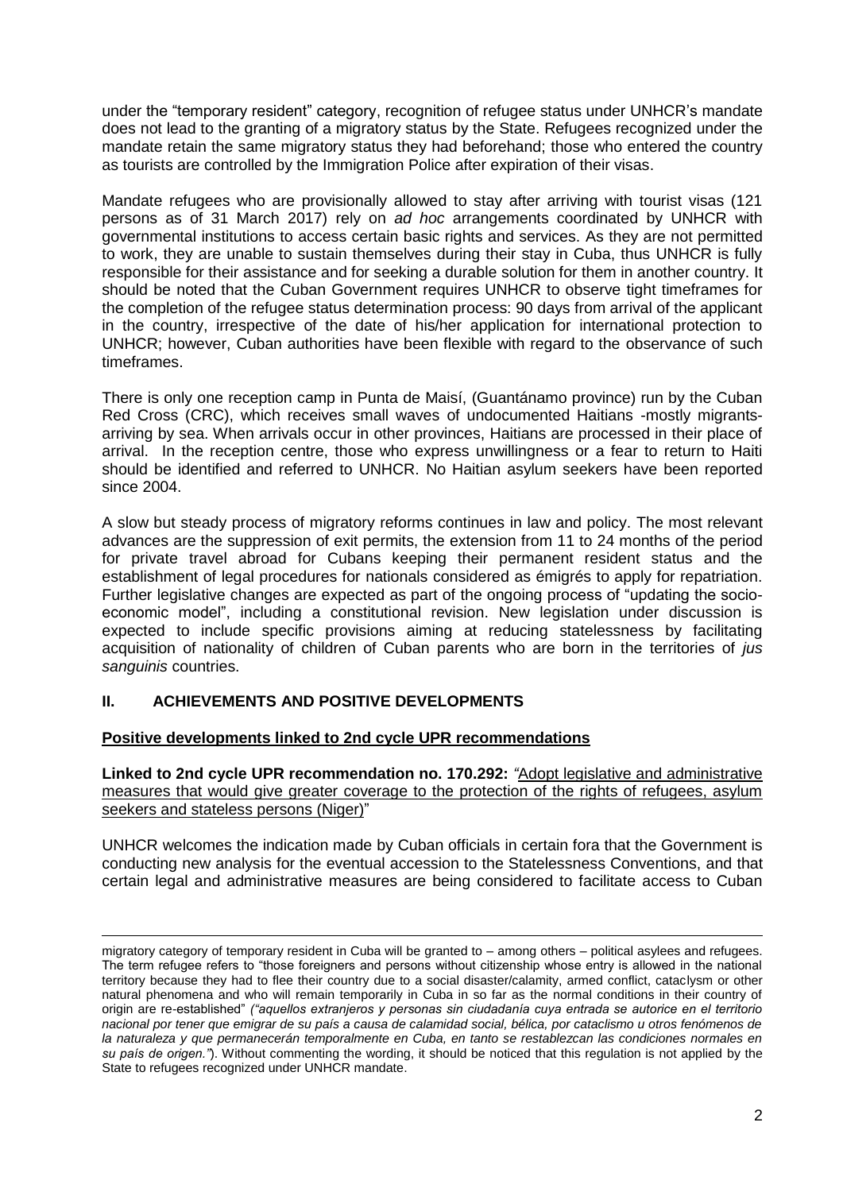under the "temporary resident" category, recognition of refugee status under UNHCR's mandate does not lead to the granting of a migratory status by the State. Refugees recognized under the mandate retain the same migratory status they had beforehand; those who entered the country as tourists are controlled by the Immigration Police after expiration of their visas.

Mandate refugees who are provisionally allowed to stay after arriving with tourist visas (121 persons as of 31 March 2017) rely on *ad hoc* arrangements coordinated by UNHCR with governmental institutions to access certain basic rights and services. As they are not permitted to work, they are unable to sustain themselves during their stay in Cuba, thus UNHCR is fully responsible for their assistance and for seeking a durable solution for them in another country. It should be noted that the Cuban Government requires UNHCR to observe tight timeframes for the completion of the refugee status determination process: 90 days from arrival of the applicant in the country, irrespective of the date of his/her application for international protection to UNHCR; however, Cuban authorities have been flexible with regard to the observance of such timeframes.

There is only one reception camp in Punta de Maisí, (Guantánamo province) run by the Cuban Red Cross (CRC), which receives small waves of undocumented Haitians -mostly migrants- arriving by sea. When arrivals occur in other provinces, Haitians are processed in their place of arrival. In the reception centre, those who express unwillingness or a fear to return to Haiti should be identified and referred to UNHCR. No Haitian asylum seekers have been reported since 2004.

A slow but steady process of migratory reforms continues in law and policy. The most relevant advances are the suppression of exit permits, the extension from 11 to 24 months of the period for private travel abroad for Cubans keeping their permanent resident status and the establishment of legal procedures for nationals considered as émigrés to apply for repatriation. Further legislative changes are expected as part of the ongoing process of "updating the socio-economic model", including a constitutional revision. New legislation under discussion is expected to include specific provisions aiming at reducing statelessness by facilitating acquisition of nationality of children of Cuban parents who are born in the territories of *jus sanguinis* countries.

## II. ACHIEVEMENTS AND POSITIVE DEVELOPMENTS

### Positive developments linked to 2nd cycle UPR recommendations

**Linked to 2nd cycle UPR recommendation no. 170.292:** "Adopt legislative and administrative measures that would give greater coverage to the protection of the rights of refugees, asylum seekers and stateless persons (Niger)"

UNHCR welcomes the indication made by Cuban officials in certain fora that the Government is conducting new analysis for the eventual accession to the Statelessness Conventions, and that certain legal and administrative measures are being considered to facilitate access to Cuban

---

migratory category of temporary resident in Cuba will be granted to – among others – political asylees and refugees. The term refugee refers to "those foreigners and persons without citizenship whose entry is allowed in the national territory because they had to flee their country due to a social disaster/calamity, armed conflict, cataclysm or other natural phenomena and who will remain temporarily in Cuba in so far as the normal conditions in their country of origin are re-established" *("aquellos extranjeros y personas sin ciudadanía cuya entrada se autorice en el territorio nacional por tener que emigrar de su país a causa de calamidad social, bélica, por cataclismo u otros fenómenos de la naturaleza y que permanecerán temporalmente en Cuba, en tanto se restablezcan las condiciones normales en su país de origen.")*. Without commenting the wording, it should be noticed that this regulation is not applied by the State to refugees recognized under UNHCR mandate.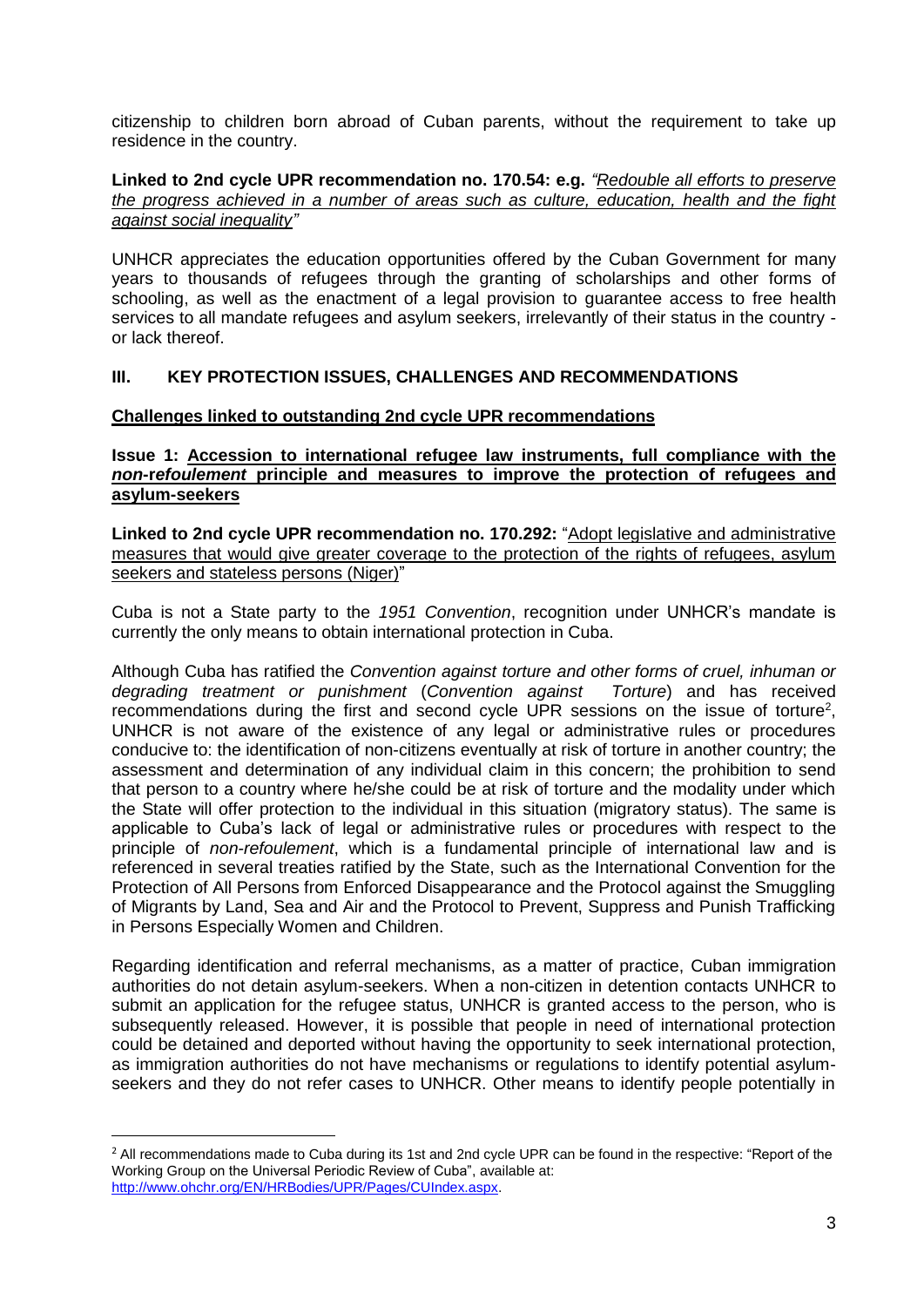citizenship to children born abroad of Cuban parents, without the requirement to take up residence in the country.

**Linked to 2nd cycle UPR recommendation no. 170.54: e.g.** *"Redouble all efforts to preserve the progress achieved in a number of areas such as culture, education, health and the fight against social inequality"*

UNHCR appreciates the education opportunities offered by the Cuban Government for many years to thousands of refugees through the granting of scholarships and other forms of schooling, as well as the enactment of a legal provision to guarantee access to free health services to all mandate refugees and asylum seekers, irrelevantly of their status in the country - or lack thereof.

## III. KEY PROTECTION ISSUES, CHALLENGES AND RECOMMENDATIONS

**Challenges linked to outstanding 2nd cycle UPR recommendations**

**Issue 1: Accession to international refugee law instruments, full compliance with the *non-refoulement* principle and measures to improve the protection of refugees and asylum-seekers**

**Linked to 2nd cycle UPR recommendation no. 170.292:** "Adopt legislative and administrative measures that would give greater coverage to the protection of the rights of refugees, asylum seekers and stateless persons (Niger)"

Cuba is not a State party to the *1951 Convention*, recognition under UNHCR's mandate is currently the only means to obtain international protection in Cuba.

Although Cuba has ratified the *Convention against torture and other forms of cruel, inhuman or degrading treatment or punishment* (*Convention against Torture*) and has received recommendations during the first and second cycle UPR sessions on the issue of torture[2], UNHCR is not aware of the existence of any legal or administrative rules or procedures conducive to: the identification of non-citizens eventually at risk of torture in another country; the assessment and determination of any individual claim in this concern; the prohibition to send that person to a country where he/she could be at risk of torture and the modality under which the State will offer protection to the individual in this situation (migratory status). The same is applicable to Cuba's lack of legal or administrative rules or procedures with respect to the principle of *non-refoulement*, which is a fundamental principle of international law and is referenced in several treaties ratified by the State, such as the International Convention for the Protection of All Persons from Enforced Disappearance and the Protocol against the Smuggling of Migrants by Land, Sea and Air and the Protocol to Prevent, Suppress and Punish Trafficking in Persons Especially Women and Children.

Regarding identification and referral mechanisms, as a matter of practice, Cuban immigration authorities do not detain asylum-seekers. When a non-citizen in detention contacts UNHCR to submit an application for the refugee status, UNHCR is granted access to the person, who is subsequently released. However, it is possible that people in need of international protection could be detained and deported without having the opportunity to seek international protection, as immigration authorities do not have mechanisms or regulations to identify potential asylum-seekers and they do not refer cases to UNHCR. Other means to identify people potentially in

[2] All recommendations made to Cuba during its 1st and 2nd cycle UPR can be found in the respective: "Report of the Working Group on the Universal Periodic Review of Cuba", available at: http://www.ohchr.org/EN/HRBodies/UPR/Pages/CUIndex.aspx.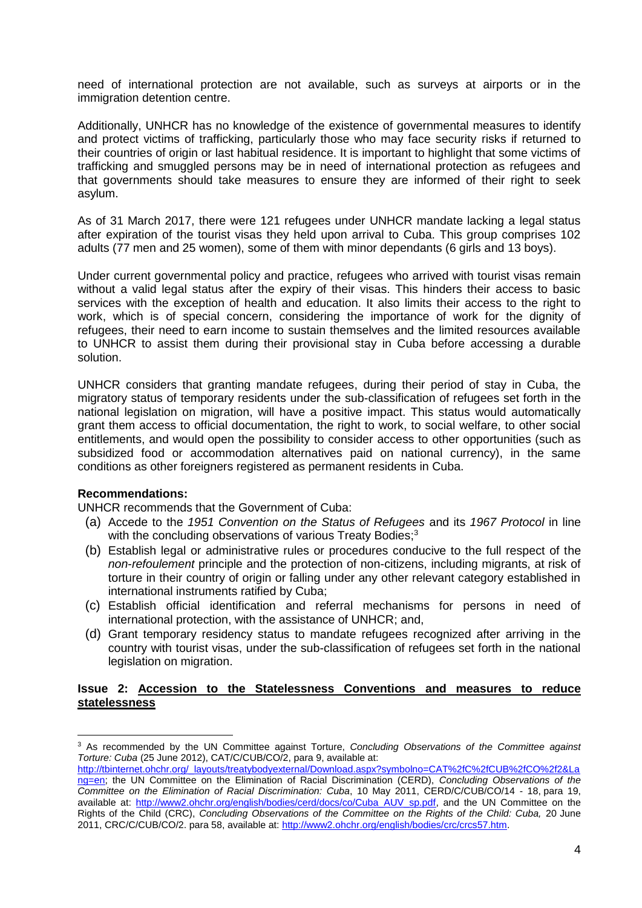need of international protection are not available, such as surveys at airports or in the immigration detention centre.

Additionally, UNHCR has no knowledge of the existence of governmental measures to identify and protect victims of trafficking, particularly those who may face security risks if returned to their countries of origin or last habitual residence. It is important to highlight that some victims of trafficking and smuggled persons may be in need of international protection as refugees and that governments should take measures to ensure they are informed of their right to seek asylum.

As of 31 March 2017, there were 121 refugees under UNHCR mandate lacking a legal status after expiration of the tourist visas they held upon arrival to Cuba. This group comprises 102 adults (77 men and 25 women), some of them with minor dependants (6 girls and 13 boys).

Under current governmental policy and practice, refugees who arrived with tourist visas remain without a valid legal status after the expiry of their visas. This hinders their access to basic services with the exception of health and education. It also limits their access to the right to work, which is of special concern, considering the importance of work for the dignity of refugees, their need to earn income to sustain themselves and the limited resources available to UNHCR to assist them during their provisional stay in Cuba before accessing a durable solution.

UNHCR considers that granting mandate refugees, during their period of stay in Cuba, the migratory status of temporary residents under the sub-classification of refugees set forth in the national legislation on migration, will have a positive impact. This status would automatically grant them access to official documentation, the right to work, to social welfare, to other social entitlements, and would open the possibility to consider access to other opportunities (such as subsidized food or accommodation alternatives paid on national currency), in the same conditions as other foreigners registered as permanent residents in Cuba.

**Recommendations:**

UNHCR recommends that the Government of Cuba:

(a) Accede to the *1951 Convention on the Status of Refugees* and its *1967 Protocol* in line with the concluding observations of various Treaty Bodies;[3]

(b) Establish legal or administrative rules or procedures conducive to the full respect of the *non-refoulement* principle and the protection of non-citizens, including migrants, at risk of torture in their country of origin or falling under any other relevant category established in international instruments ratified by Cuba;

(c) Establish official identification and referral mechanisms for persons in need of international protection, with the assistance of UNHCR; and,

(d) Grant temporary residency status to mandate refugees recognized after arriving in the country with tourist visas, under the sub-classification of refugees set forth in the national legislation on migration.

**Issue 2: Accession to the Statelessness Conventions and measures to reduce statelessness**

---

[3] As recommended by the UN Committee against Torture, *Concluding Observations of the Committee against Torture: Cuba* (25 June 2012), CAT/C/CUB/CO/2, para 9, available at: http://tbinternet.ohchr.org/_layouts/treatybodyexternal/Download.aspx?symbolno=CAT%2fC%2fCUB%2fCO%2f2&Lang=en; the UN Committee on the Elimination of Racial Discrimination (CERD), *Concluding Observations of the Committee on the Elimination of Racial Discrimination: Cuba*, 10 May 2011, CERD/C/CUB/CO/14 - 18, para 19, available at: http://www2.ohchr.org/english/bodies/cerd/docs/co/Cuba_AUV_sp.pdf, and the UN Committee on the Rights of the Child (CRC), *Concluding Observations of the Committee on the Rights of the Child: Cuba,* 20 June 2011, CRC/C/CUB/CO/2. para 58, available at: http://www2.ohchr.org/english/bodies/crc/crcs57.htm.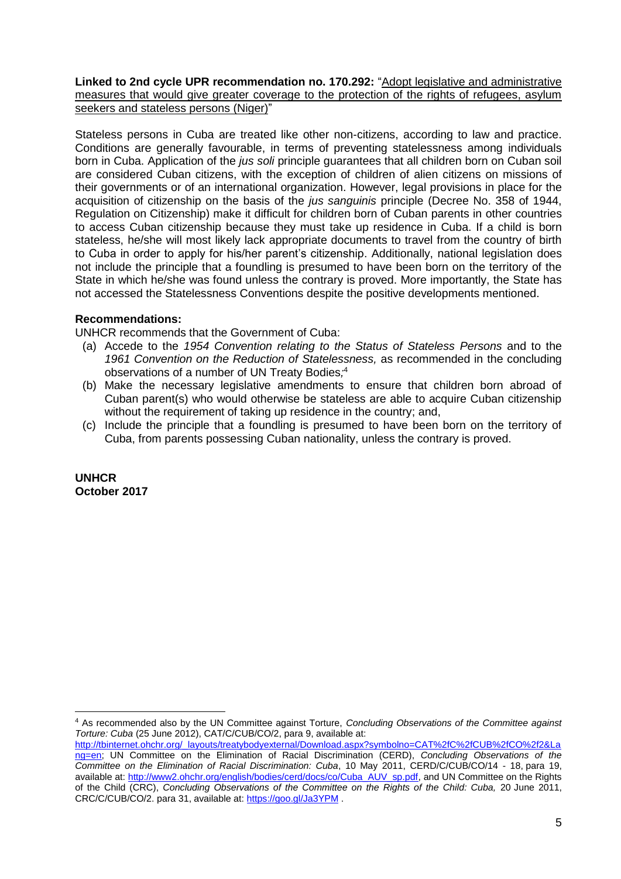**Linked to 2nd cycle UPR recommendation no. 170.292:** "Adopt legislative and administrative measures that would give greater coverage to the protection of the rights of refugees, asylum seekers and stateless persons (Niger)"

Stateless persons in Cuba are treated like other non-citizens, according to law and practice. Conditions are generally favourable, in terms of preventing statelessness among individuals born in Cuba. Application of the *jus soli* principle guarantees that all children born on Cuban soil are considered Cuban citizens, with the exception of children of alien citizens on missions of their governments or of an international organization. However, legal provisions in place for the acquisition of citizenship on the basis of the *jus sanguinis* principle (Decree No. 358 of 1944, Regulation on Citizenship) make it difficult for children born of Cuban parents in other countries to access Cuban citizenship because they must take up residence in Cuba. If a child is born stateless, he/she will most likely lack appropriate documents to travel from the country of birth to Cuba in order to apply for his/her parent's citizenship. Additionally, national legislation does not include the principle that a foundling is presumed to have been born on the territory of the State in which he/she was found unless the contrary is proved. More importantly, the State has not accessed the Statelessness Conventions despite the positive developments mentioned.

**Recommendations:**

UNHCR recommends that the Government of Cuba:

(a) Accede to the *1954 Convention relating to the Status of Stateless Persons* and to the *1961 Convention on the Reduction of Statelessness,* as recommended in the concluding observations of a number of UN Treaty Bodies;[4]

(b) Make the necessary legislative amendments to ensure that children born abroad of Cuban parent(s) who would otherwise be stateless are able to acquire Cuban citizenship without the requirement of taking up residence in the country; and,

(c) Include the principle that a foundling is presumed to have been born on the territory of Cuba, from parents possessing Cuban nationality, unless the contrary is proved.

**UNHCR**
**October 2017**

---

[4] As recommended also by the UN Committee against Torture, *Concluding Observations of the Committee against Torture: Cuba* (25 June 2012), CAT/C/CUB/CO/2, para 9, available at: http://tbinternet.ohchr.org/_layouts/treatybodyexternal/Download.aspx?symbolno=CAT%2fC%2fCUB%2fCO%2f2&Lang=en; UN Committee on the Elimination of Racial Discrimination (CERD), *Concluding Observations of the Committee on the Elimination of Racial Discrimination: Cuba*, 10 May 2011, CERD/C/CUB/CO/14 - 18, para 19, available at: http://www2.ohchr.org/english/bodies/cerd/docs/co/Cuba_AUV_sp.pdf, and UN Committee on the Rights of the Child (CRC), *Concluding Observations of the Committee on the Rights of the Child: Cuba,* 20 June 2011, CRC/C/CUB/CO/2. para 31, available at: https://goo.gl/Ja3YPM .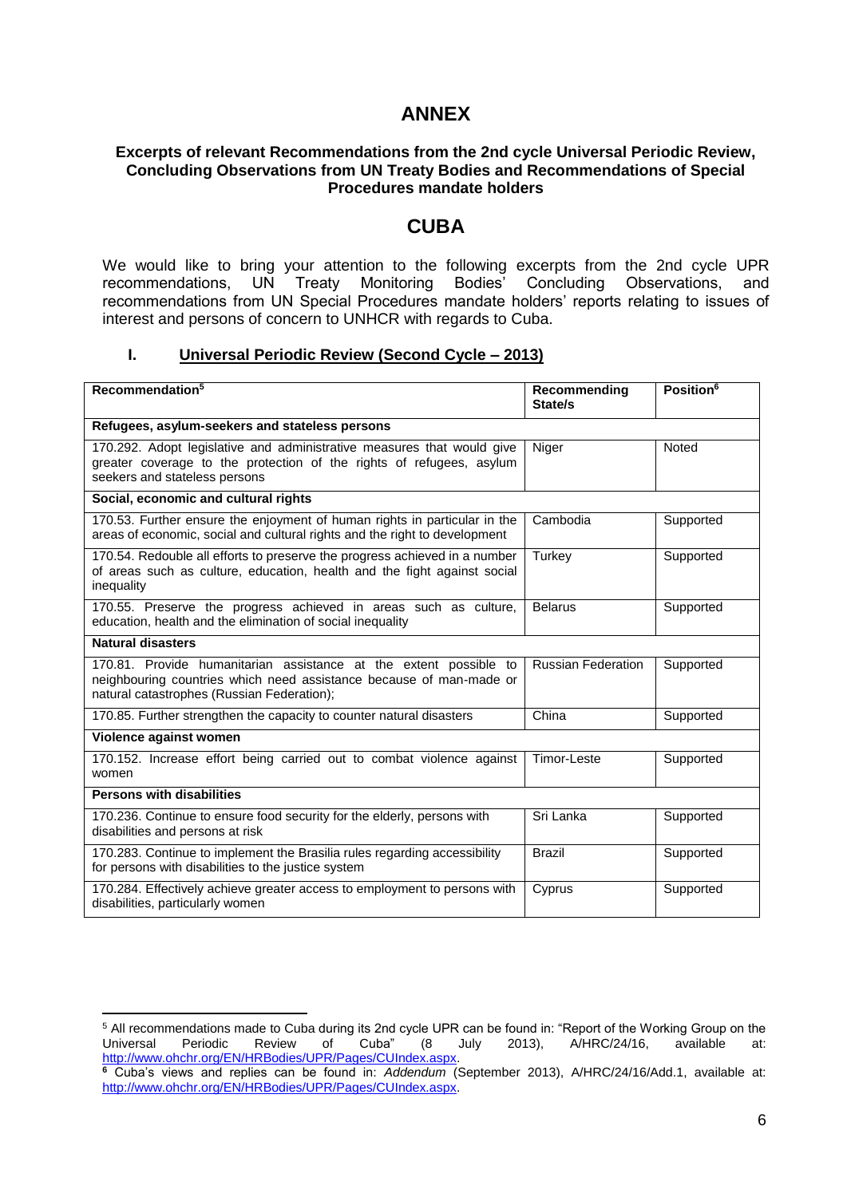# ANNEX

### Excerpts of relevant Recommendations from the 2nd cycle Universal Periodic Review, Concluding Observations from UN Treaty Bodies and Recommendations of Special Procedures mandate holders

## CUBA

We would like to bring your attention to the following excerpts from the 2nd cycle UPR recommendations, UN Treaty Monitoring Bodies' Concluding Observations, and recommendations from UN Special Procedures mandate holders' reports relating to issues of interest and persons of concern to UNHCR with regards to Cuba.

### I. Universal Periodic Review (Second Cycle – 2013)

| Recommendation[5] | Recommending State/s | Position[6] |
|---|---|---|
| **Refugees, asylum-seekers and stateless persons** | | |
| 170.292. Adopt legislative and administrative measures that would give greater coverage to the protection of the rights of refugees, asylum seekers and stateless persons | Niger | Noted |
| **Social, economic and cultural rights** | | |
| 170.53. Further ensure the enjoyment of human rights in particular in the areas of economic, social and cultural rights and the right to development | Cambodia | Supported |
| 170.54. Redouble all efforts to preserve the progress achieved in a number of areas such as culture, education, health and the fight against social inequality | Turkey | Supported |
| 170.55. Preserve the progress achieved in areas such as culture, education, health and the elimination of social inequality | Belarus | Supported |
| **Natural disasters** | | |
| 170.81. Provide humanitarian assistance at the extent possible to neighbouring countries which need assistance because of man-made or natural catastrophes (Russian Federation); | Russian Federation | Supported |
| 170.85. Further strengthen the capacity to counter natural disasters | China | Supported |
| **Violence against women** | | |
| 170.152. Increase effort being carried out to combat violence against women | Timor-Leste | Supported |
| **Persons with disabilities** | | |
| 170.236. Continue to ensure food security for the elderly, persons with disabilities and persons at risk | Sri Lanka | Supported |
| 170.283. Continue to implement the Brasilia rules regarding accessibility for persons with disabilities to the justice system | Brazil | Supported |
| 170.284. Effectively achieve greater access to employment to persons with disabilities, particularly women | Cyprus | Supported |

[5] All recommendations made to Cuba during its 2nd cycle UPR can be found in: "Report of the Working Group on the Universal Periodic Review of Cuba" (8 July 2013), A/HRC/24/16, available at: http://www.ohchr.org/EN/HRBodies/UPR/Pages/CUIndex.aspx.

[6] Cuba's views and replies can be found in: *Addendum* (September 2013), A/HRC/24/16/Add.1, available at: http://www.ohchr.org/EN/HRBodies/UPR/Pages/CUIndex.aspx.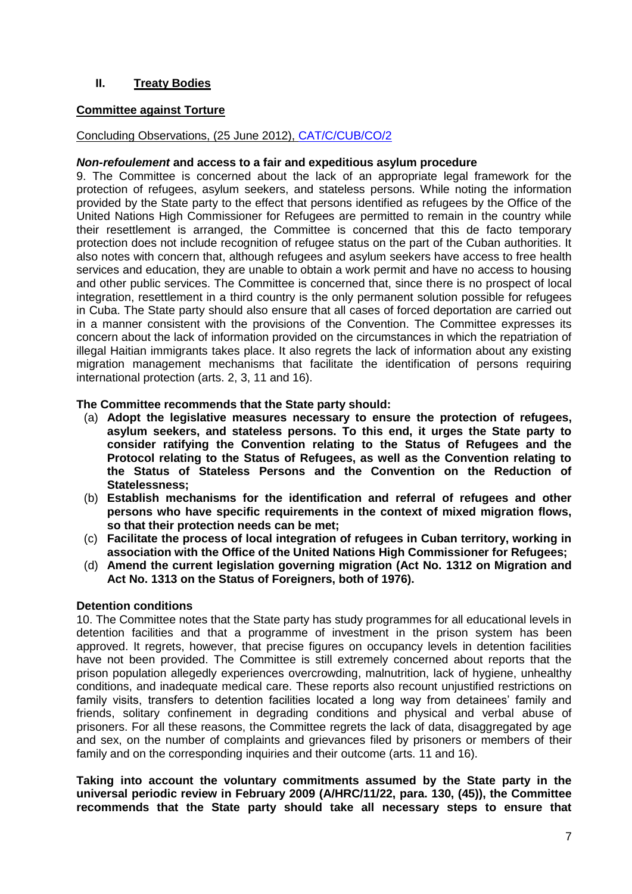## II. Treaty Bodies

### Committee against Torture

Concluding Observations, (25 June 2012), CAT/C/CUB/CO/2

#### *Non-refoulement* and access to a fair and expeditious asylum procedure

9. The Committee is concerned about the lack of an appropriate legal framework for the protection of refugees, asylum seekers, and stateless persons. While noting the information provided by the State party to the effect that persons identified as refugees by the Office of the United Nations High Commissioner for Refugees are permitted to remain in the country while their resettlement is arranged, the Committee is concerned that this de facto temporary protection does not include recognition of refugee status on the part of the Cuban authorities. It also notes with concern that, although refugees and asylum seekers have access to free health services and education, they are unable to obtain a work permit and have no access to housing and other public services. The Committee is concerned that, since there is no prospect of local integration, resettlement in a third country is the only permanent solution possible for refugees in Cuba. The State party should also ensure that all cases of forced deportation are carried out in a manner consistent with the provisions of the Convention. The Committee expresses its concern about the lack of information provided on the circumstances in which the repatriation of illegal Haitian immigrants takes place. It also regrets the lack of information about any existing migration management mechanisms that facilitate the identification of persons requiring international protection (arts. 2, 3, 11 and 16).

**The Committee recommends that the State party should:**

(a) **Adopt the legislative measures necessary to ensure the protection of refugees, asylum seekers, and stateless persons. To this end, it urges the State party to consider ratifying the Convention relating to the Status of Refugees and the Protocol relating to the Status of Refugees, as well as the Convention relating to the Status of Stateless Persons and the Convention on the Reduction of Statelessness;**

(b) **Establish mechanisms for the identification and referral of refugees and other persons who have specific requirements in the context of mixed migration flows, so that their protection needs can be met;**

(c) **Facilitate the process of local integration of refugees in Cuban territory, working in association with the Office of the United Nations High Commissioner for Refugees;**

(d) **Amend the current legislation governing migration (Act No. 1312 on Migration and Act No. 1313 on the Status of Foreigners, both of 1976).**

#### Detention conditions

10. The Committee notes that the State party has study programmes for all educational levels in detention facilities and that a programme of investment in the prison system has been approved. It regrets, however, that precise figures on occupancy levels in detention facilities have not been provided. The Committee is still extremely concerned about reports that the prison population allegedly experiences overcrowding, malnutrition, lack of hygiene, unhealthy conditions, and inadequate medical care. These reports also recount unjustified restrictions on family visits, transfers to detention facilities located a long way from detainees' family and friends, solitary confinement in degrading conditions and physical and verbal abuse of prisoners. For all these reasons, the Committee regrets the lack of data, disaggregated by age and sex, on the number of complaints and grievances filed by prisoners or members of their family and on the corresponding inquiries and their outcome (arts. 11 and 16).

**Taking into account the voluntary commitments assumed by the State party in the universal periodic review in February 2009 (A/HRC/11/22, para. 130, (45)), the Committee recommends that the State party should take all necessary steps to ensure that**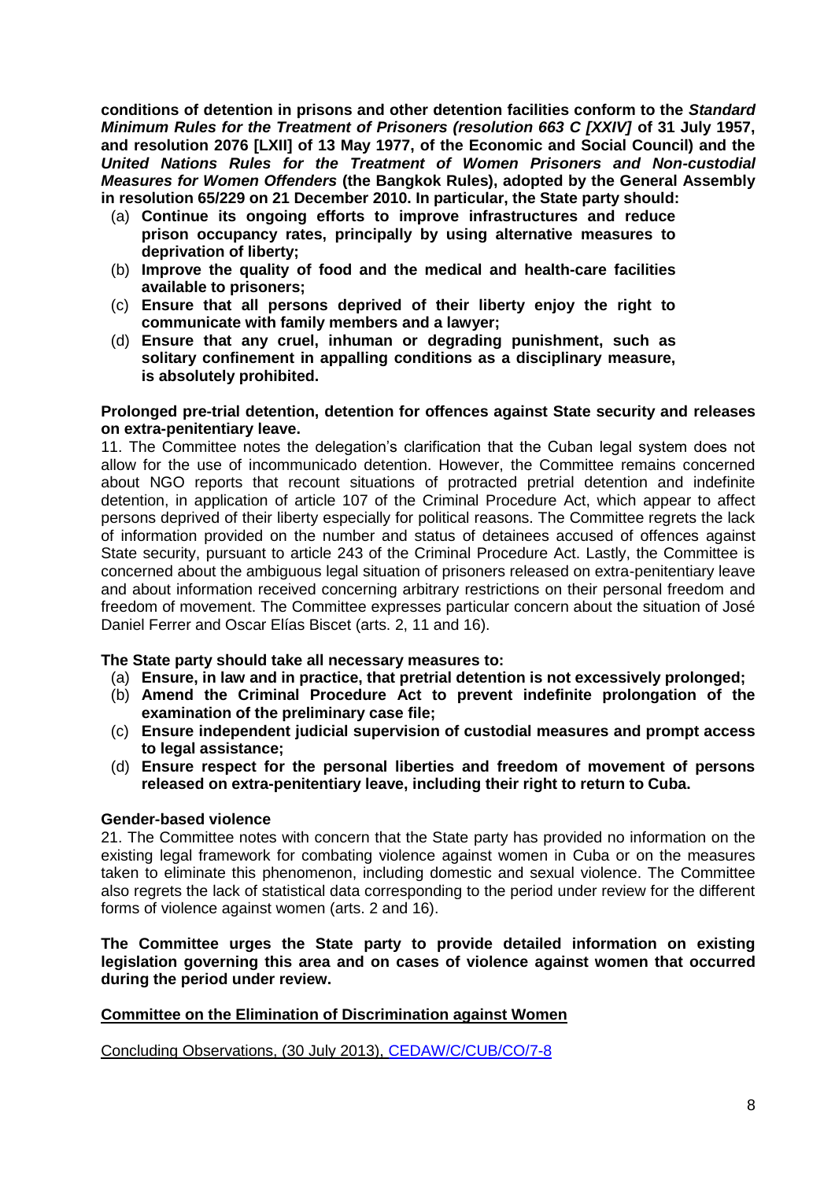**conditions of detention in prisons and other detention facilities conform to the *Standard Minimum Rules for the Treatment of Prisoners (resolution 663 C [XXIV]* of 31 July 1957, and resolution 2076 [LXII] of 13 May 1977, of the Economic and Social Council) and the *United Nations Rules for the Treatment of Women Prisoners and Non-custodial Measures for Women Offenders* (the Bangkok Rules), adopted by the General Assembly in resolution 65/229 on 21 December 2010. In particular, the State party should:**

(a) **Continue its ongoing efforts to improve infrastructures and reduce prison occupancy rates, principally by using alternative measures to deprivation of liberty;**
(b) **Improve the quality of food and the medical and health-care facilities available to prisoners;**
(c) **Ensure that all persons deprived of their liberty enjoy the right to communicate with family members and a lawyer;**
(d) **Ensure that any cruel, inhuman or degrading punishment, such as solitary confinement in appalling conditions as a disciplinary measure, is absolutely prohibited.**

**Prolonged pre-trial detention, detention for offences against State security and releases on extra-penitentiary leave.**

11. The Committee notes the delegation's clarification that the Cuban legal system does not allow for the use of incommunicado detention. However, the Committee remains concerned about NGO reports that recount situations of protracted pretrial detention and indefinite detention, in application of article 107 of the Criminal Procedure Act, which appear to affect persons deprived of their liberty especially for political reasons. The Committee regrets the lack of information provided on the number and status of detainees accused of offences against State security, pursuant to article 243 of the Criminal Procedure Act. Lastly, the Committee is concerned about the ambiguous legal situation of prisoners released on extra-penitentiary leave and about information received concerning arbitrary restrictions on their personal freedom and freedom of movement. The Committee expresses particular concern about the situation of José Daniel Ferrer and Oscar Elías Biscet (arts. 2, 11 and 16).

**The State party should take all necessary measures to:**

(a) **Ensure, in law and in practice, that pretrial detention is not excessively prolonged;**
(b) **Amend the Criminal Procedure Act to prevent indefinite prolongation of the examination of the preliminary case file;**
(c) **Ensure independent judicial supervision of custodial measures and prompt access to legal assistance;**
(d) **Ensure respect for the personal liberties and freedom of movement of persons released on extra-penitentiary leave, including their right to return to Cuba.**

**Gender-based violence**

21. The Committee notes with concern that the State party has provided no information on the existing legal framework for combating violence against women in Cuba or on the measures taken to eliminate this phenomenon, including domestic and sexual violence. The Committee also regrets the lack of statistical data corresponding to the period under review for the different forms of violence against women (arts. 2 and 16).

**The Committee urges the State party to provide detailed information on existing legislation governing this area and on cases of violence against women that occurred during the period under review.**

**Committee on the Elimination of Discrimination against Women**

Concluding Observations, (30 July 2013), CEDAW/C/CUB/CO/7-8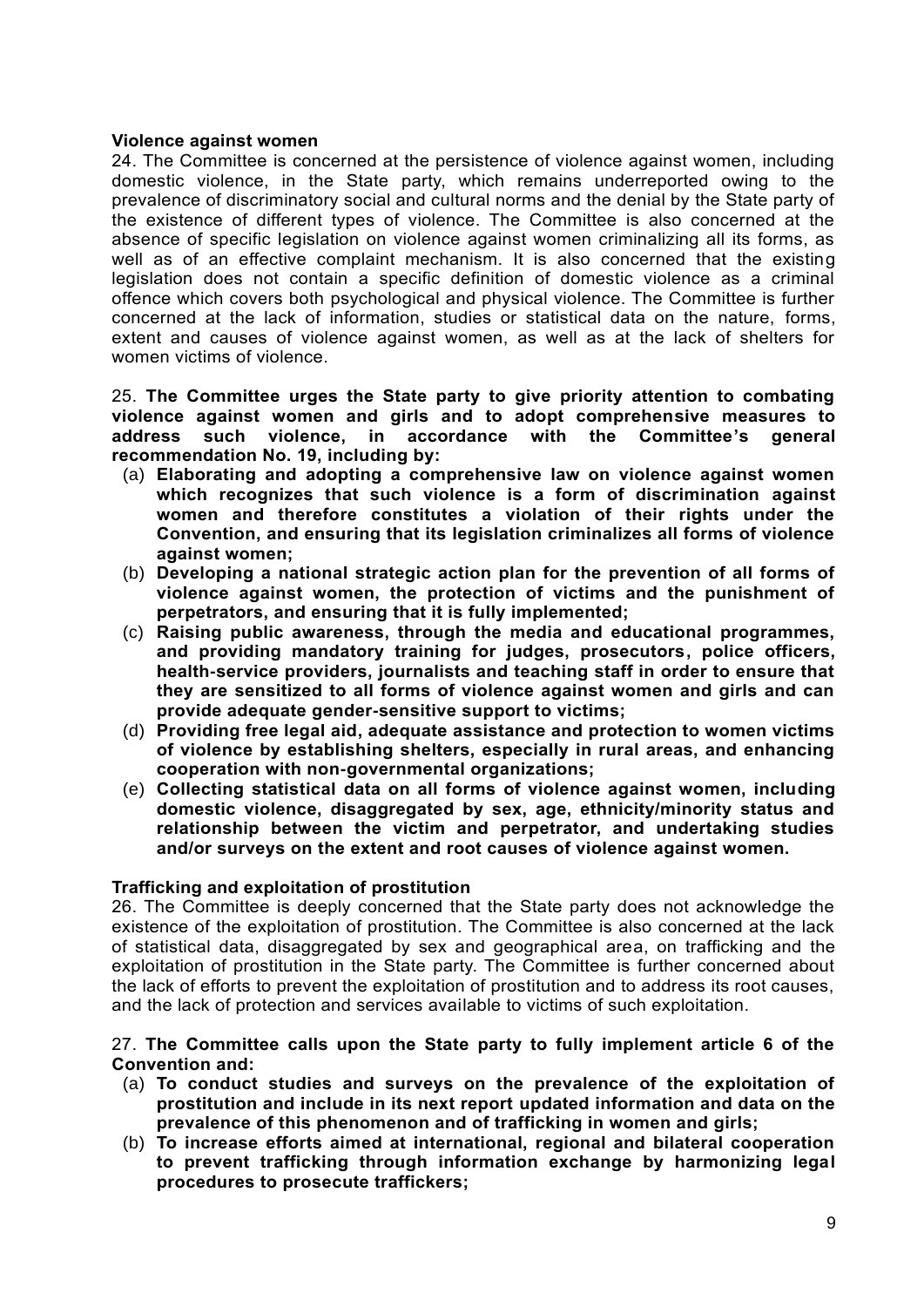**Violence against women**

24. The Committee is concerned at the persistence of violence against women, including domestic violence, in the State party, which remains underreported owing to the prevalence of discriminatory social and cultural norms and the denial by the State party of the existence of different types of violence. The Committee is also concerned at the absence of specific legislation on violence against women criminalizing all its forms, as well as of an effective complaint mechanism. It is also concerned that the existing legislation does not contain a specific definition of domestic violence as a criminal offence which covers both psychological and physical violence. The Committee is further concerned at the lack of information, studies or statistical data on the nature, forms, extent and causes of violence against women, as well as at the lack of shelters for women victims of violence.

25. **The Committee urges the State party to give priority attention to combating violence against women and girls and to adopt comprehensive measures to address such violence, in accordance with the Committee's general recommendation No. 19, including by:**

(a) **Elaborating and adopting a comprehensive law on violence against women which recognizes that such violence is a form of discrimination against women and therefore constitutes a violation of their rights under the Convention, and ensuring that its legislation criminalizes all forms of violence against women;**

(b) **Developing a national strategic action plan for the prevention of all forms of violence against women, the protection of victims and the punishment of perpetrators, and ensuring that it is fully implemented;**

(c) **Raising public awareness, through the media and educational programmes, and providing mandatory training for judges, prosecutors, police officers, health-service providers, journalists and teaching staff in order to ensure that they are sensitized to all forms of violence against women and girls and can provide adequate gender-sensitive support to victims;**

(d) **Providing free legal aid, adequate assistance and protection to women victims of violence by establishing shelters, especially in rural areas, and enhancing cooperation with non-governmental organizations;**

(e) **Collecting statistical data on all forms of violence against women, including domestic violence, disaggregated by sex, age, ethnicity/minority status and relationship between the victim and perpetrator, and undertaking studies and/or surveys on the extent and root causes of violence against women.**

**Trafficking and exploitation of prostitution**

26. The Committee is deeply concerned that the State party does not acknowledge the existence of the exploitation of prostitution. The Committee is also concerned at the lack of statistical data, disaggregated by sex and geographical area, on trafficking and the exploitation of prostitution in the State party. The Committee is further concerned about the lack of efforts to prevent the exploitation of prostitution and to address its root causes, and the lack of protection and services available to victims of such exploitation.

27. **The Committee calls upon the State party to fully implement article 6 of the Convention and:**

(a) **To conduct studies and surveys on the prevalence of the exploitation of prostitution and include in its next report updated information and data on the prevalence of this phenomenon and of trafficking in women and girls;**

(b) **To increase efforts aimed at international, regional and bilateral cooperation to prevent trafficking through information exchange by harmonizing legal procedures to prosecute traffickers;**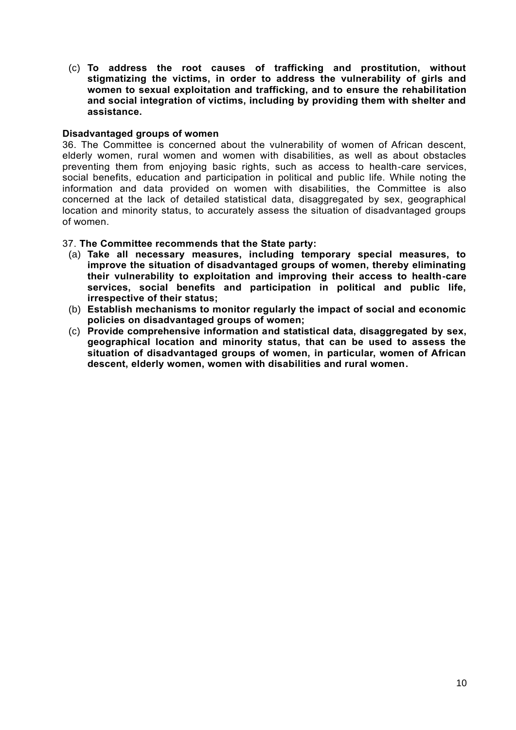(c) **To address the root causes of trafficking and prostitution, without stigmatizing the victims, in order to address the vulnerability of girls and women to sexual exploitation and trafficking, and to ensure the rehabilitation and social integration of victims, including by providing them with shelter and assistance.**

**Disadvantaged groups of women**

36. The Committee is concerned about the vulnerability of women of African descent, elderly women, rural women and women with disabilities, as well as about obstacles preventing them from enjoying basic rights, such as access to health-care services, social benefits, education and participation in political and public life. While noting the information and data provided on women with disabilities, the Committee is also concerned at the lack of detailed statistical data, disaggregated by sex, geographical location and minority status, to accurately assess the situation of disadvantaged groups of women.

37. **The Committee recommends that the State party:**

(a) **Take all necessary measures, including temporary special measures, to improve the situation of disadvantaged groups of women, thereby eliminating their vulnerability to exploitation and improving their access to health-care services, social benefits and participation in political and public life, irrespective of their status;**

(b) **Establish mechanisms to monitor regularly the impact of social and economic policies on disadvantaged groups of women;**

(c) **Provide comprehensive information and statistical data, disaggregated by sex, geographical location and minority status, that can be used to assess the situation of disadvantaged groups of women, in particular, women of African descent, elderly women, women with disabilities and rural women.**